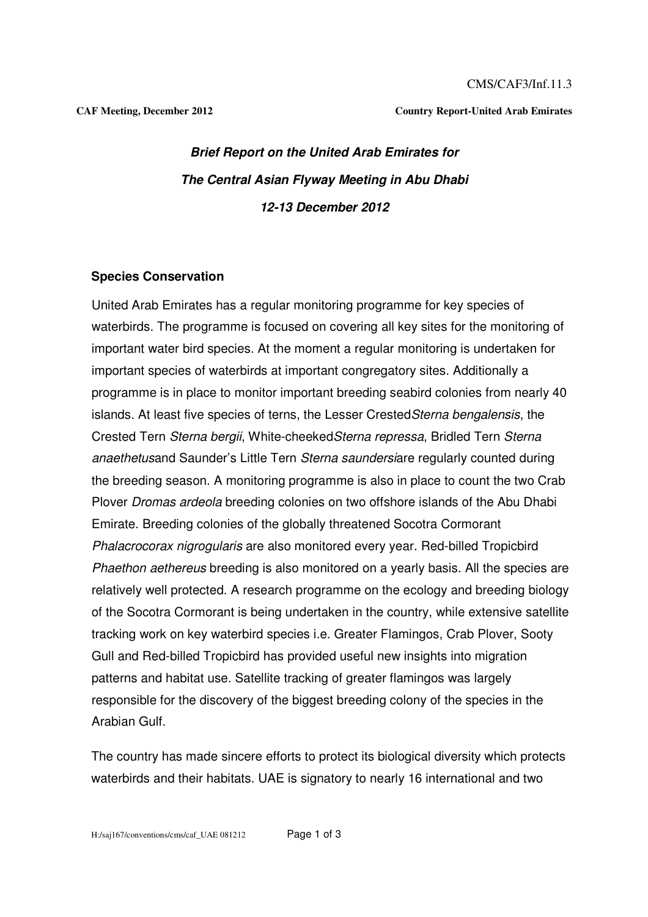CMS/CAF3/Inf.11.3

**CAF Meeting, December 2012** **Country Report-United Arab Emirates**

### *Brief Report on the United Arab Emirates for*
### *The Central Asian Flyway Meeting in Abu Dhabi*
### *12-13 December 2012*

**Species Conservation**

United Arab Emirates has a regular monitoring programme for key species of waterbirds. The programme is focused on covering all key sites for the monitoring of important water bird species. At the moment a regular monitoring is undertaken for important species of waterbirds at important congregatory sites. Additionally a programme is in place to monitor important breeding seabird colonies from nearly 40 islands. At least five species of terns, the Lesser Crested*Sterna bengalensis*, the Crested Tern *Sterna bergii*, White-cheeked*Sterna repressa*, Bridled Tern *Sterna anaethetus*and Saunder's Little Tern *Sterna saundersi*are regularly counted during the breeding season. A monitoring programme is also in place to count the two Crab Plover *Dromas ardeola* breeding colonies on two offshore islands of the Abu Dhabi Emirate. Breeding colonies of the globally threatened Socotra Cormorant *Phalacrocorax nigrogularis* are also monitored every year. Red-billed Tropicbird *Phaethon aethereus* breeding is also monitored on a yearly basis. All the species are relatively well protected. A research programme on the ecology and breeding biology of the Socotra Cormorant is being undertaken in the country, while extensive satellite tracking work on key waterbird species i.e. Greater Flamingos, Crab Plover, Sooty Gull and Red-billed Tropicbird has provided useful new insights into migration patterns and habitat use. Satellite tracking of greater flamingos was largely responsible for the discovery of the biggest breeding colony of the species in the Arabian Gulf.

The country has made sincere efforts to protect its biological diversity which protects waterbirds and their habitats. UAE is signatory to nearly 16 international and two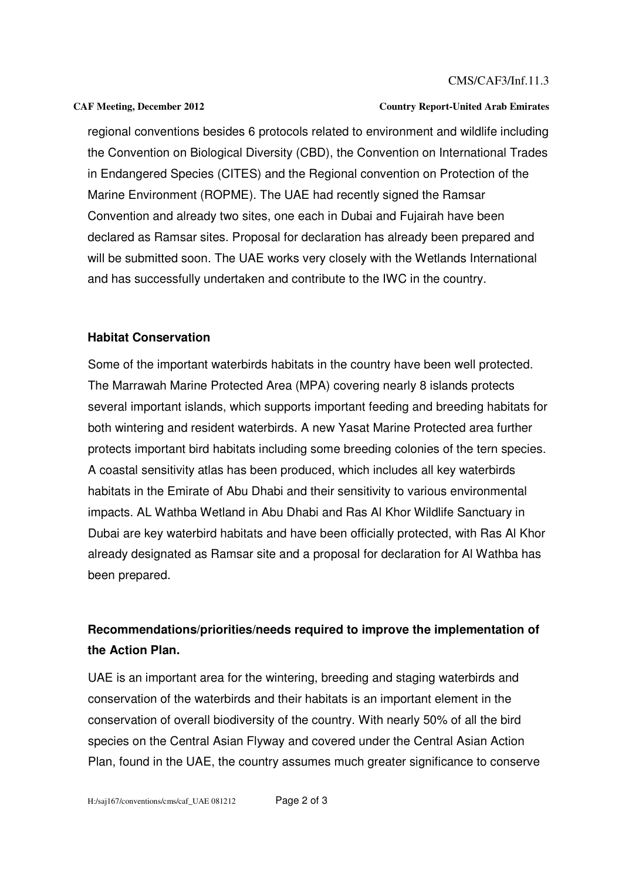regional conventions besides 6 protocols related to environment and wildlife including the Convention on Biological Diversity (CBD), the Convention on International Trades in Endangered Species (CITES) and the Regional convention on Protection of the Marine Environment (ROPME). The UAE had recently signed the Ramsar Convention and already two sites, one each in Dubai and Fujairah have been declared as Ramsar sites. Proposal for declaration has already been prepared and will be submitted soon. The UAE works very closely with the Wetlands International and has successfully undertaken and contribute to the IWC in the country.

**Habitat Conservation**

Some of the important waterbirds habitats in the country have been well protected. The Marrawah Marine Protected Area (MPA) covering nearly 8 islands protects several important islands, which supports important feeding and breeding habitats for both wintering and resident waterbirds. A new Yasat Marine Protected area further protects important bird habitats including some breeding colonies of the tern species. A coastal sensitivity atlas has been produced, which includes all key waterbirds habitats in the Emirate of Abu Dhabi and their sensitivity to various environmental impacts. AL Wathba Wetland in Abu Dhabi and Ras Al Khor Wildlife Sanctuary in Dubai are key waterbird habitats and have been officially protected, with Ras Al Khor already designated as Ramsar site and a proposal for declaration for Al Wathba has been prepared.

**Recommendations/priorities/needs required to improve the implementation of the Action Plan.**

UAE is an important area for the wintering, breeding and staging waterbirds and conservation of the waterbirds and their habitats is an important element in the conservation of overall biodiversity of the country. With nearly 50% of all the bird species on the Central Asian Flyway and covered under the Central Asian Action Plan, found in the UAE, the country assumes much greater significance to conserve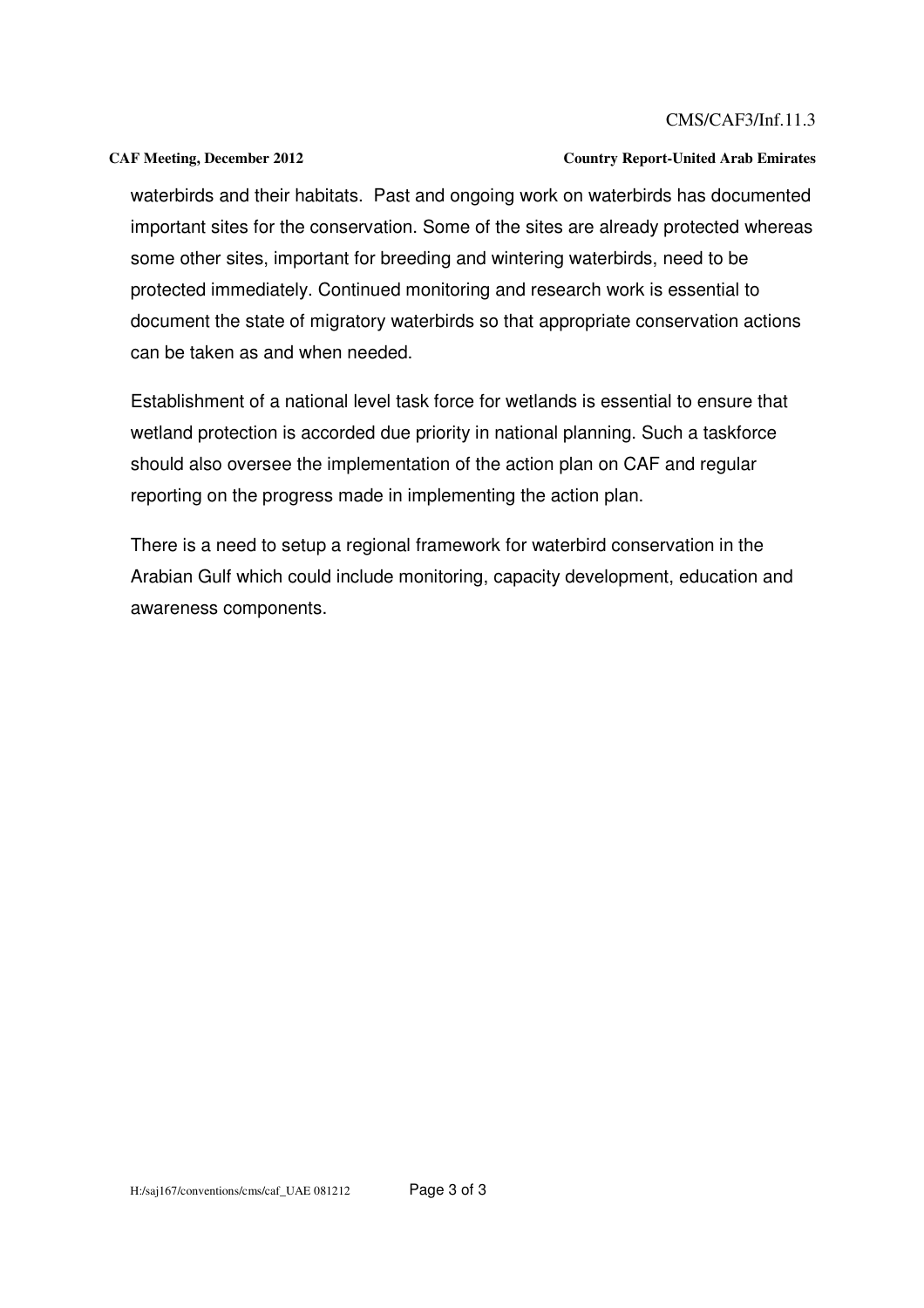waterbirds and their habitats.  Past and ongoing work on waterbirds has documented important sites for the conservation. Some of the sites are already protected whereas some other sites, important for breeding and wintering waterbirds, need to be protected immediately. Continued monitoring and research work is essential to document the state of migratory waterbirds so that appropriate conservation actions can be taken as and when needed.

Establishment of a national level task force for wetlands is essential to ensure that wetland protection is accorded due priority in national planning. Such a taskforce should also oversee the implementation of the action plan on CAF and regular reporting on the progress made in implementing the action plan.

There is a need to setup a regional framework for waterbird conservation in the Arabian Gulf which could include monitoring, capacity development, education and awareness components.